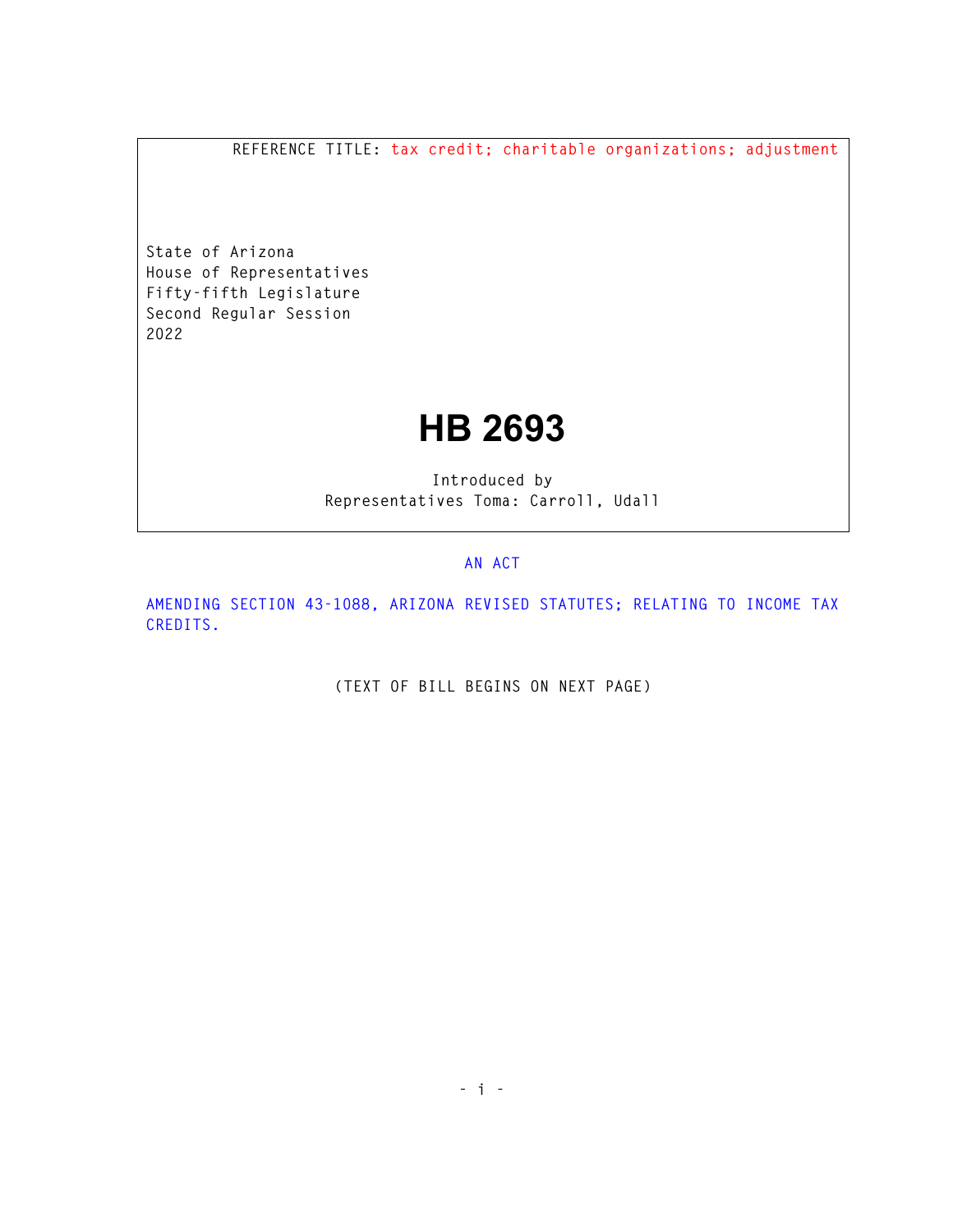REFERENCE TITLE: tax credit; charitable organizations; adjustment

State of Arizona
House of Representatives
Fifty-fifth Legislature
Second Regular Session
2022

# HB 2693

Introduced by
Representatives Toma: Carroll, Udall

AN ACT

AMENDING SECTION 43-1088, ARIZONA REVISED STATUTES; RELATING TO INCOME TAX CREDITS.

(TEXT OF BILL BEGINS ON NEXT PAGE)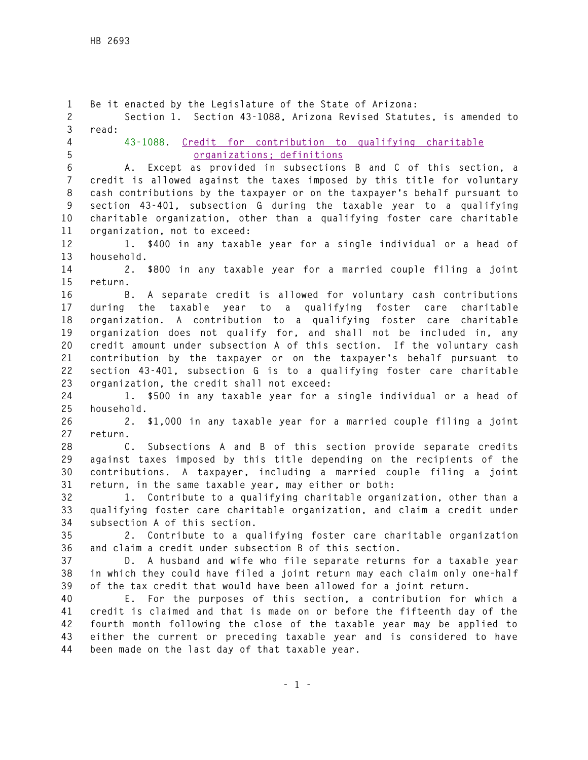Be it enacted by the Legislature of the State of Arizona:

Section 1. Section 43-1088, Arizona Revised Statutes, is amended to read:

43-1088. Credit for contribution to qualifying charitable organizations; definitions

A. Except as provided in subsections B and C of this section, a credit is allowed against the taxes imposed by this title for voluntary cash contributions by the taxpayer or on the taxpayer's behalf pursuant to section 43-401, subsection G during the taxable year to a qualifying charitable organization, other than a qualifying foster care charitable organization, not to exceed:

1. $400 in any taxable year for a single individual or a head of household.

2. $800 in any taxable year for a married couple filing a joint return.

B. A separate credit is allowed for voluntary cash contributions during the taxable year to a qualifying foster care charitable organization. A contribution to a qualifying foster care charitable organization does not qualify for, and shall not be included in, any credit amount under subsection A of this section. If the voluntary cash contribution by the taxpayer or on the taxpayer's behalf pursuant to section 43-401, subsection G is to a qualifying foster care charitable organization, the credit shall not exceed:

1. $500 in any taxable year for a single individual or a head of household.

2. $1,000 in any taxable year for a married couple filing a joint return.

C. Subsections A and B of this section provide separate credits against taxes imposed by this title depending on the recipients of the contributions. A taxpayer, including a married couple filing a joint return, in the same taxable year, may either or both:

1. Contribute to a qualifying charitable organization, other than a qualifying foster care charitable organization, and claim a credit under subsection A of this section.

2. Contribute to a qualifying foster care charitable organization and claim a credit under subsection B of this section.

D. A husband and wife who file separate returns for a taxable year in which they could have filed a joint return may each claim only one-half of the tax credit that would have been allowed for a joint return.

E. For the purposes of this section, a contribution for which a credit is claimed and that is made on or before the fifteenth day of the fourth month following the close of the taxable year may be applied to either the current or preceding taxable year and is considered to have been made on the last day of that taxable year.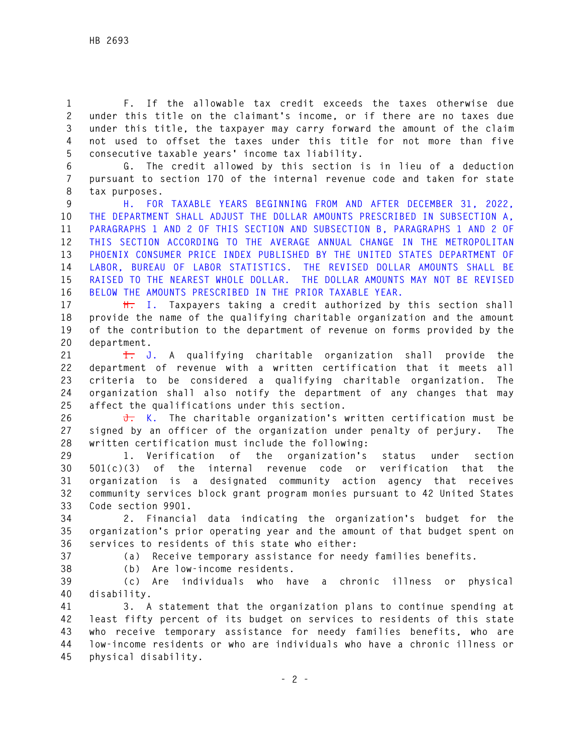F. If the allowable tax credit exceeds the taxes otherwise due under this title on the claimant's income, or if there are no taxes due under this title, the taxpayer may carry forward the amount of the claim not used to offset the taxes under this title for not more than five consecutive taxable years' income tax liability.

G. The credit allowed by this section is in lieu of a deduction pursuant to section 170 of the internal revenue code and taken for state tax purposes.

H. FOR TAXABLE YEARS BEGINNING FROM AND AFTER DECEMBER 31, 2022, THE DEPARTMENT SHALL ADJUST THE DOLLAR AMOUNTS PRESCRIBED IN SUBSECTION A, PARAGRAPHS 1 AND 2 OF THIS SECTION AND SUBSECTION B, PARAGRAPHS 1 AND 2 OF THIS SECTION ACCORDING TO THE AVERAGE ANNUAL CHANGE IN THE METROPOLITAN PHOENIX CONSUMER PRICE INDEX PUBLISHED BY THE UNITED STATES DEPARTMENT OF LABOR, BUREAU OF LABOR STATISTICS. THE REVISED DOLLAR AMOUNTS SHALL BE RAISED TO THE NEAREST WHOLE DOLLAR. THE DOLLAR AMOUNTS MAY NOT BE REVISED BELOW THE AMOUNTS PRESCRIBED IN THE PRIOR TAXABLE YEAR.

~~H.~~ I. Taxpayers taking a credit authorized by this section shall provide the name of the qualifying charitable organization and the amount of the contribution to the department of revenue on forms provided by the department.

~~I.~~ J. A qualifying charitable organization shall provide the department of revenue with a written certification that it meets all criteria to be considered a qualifying charitable organization. The organization shall also notify the department of any changes that may affect the qualifications under this section.

~~J.~~ K. The charitable organization's written certification must be signed by an officer of the organization under penalty of perjury. The written certification must include the following:

1. Verification of the organization's status under section 501(c)(3) of the internal revenue code or verification that the organization is a designated community action agency that receives community services block grant program monies pursuant to 42 United States Code section 9901.

2. Financial data indicating the organization's budget for the organization's prior operating year and the amount of that budget spent on services to residents of this state who either:

(a) Receive temporary assistance for needy families benefits.

(b) Are low-income residents.

(c) Are individuals who have a chronic illness or physical disability.

3. A statement that the organization plans to continue spending at least fifty percent of its budget on services to residents of this state who receive temporary assistance for needy families benefits, who are low-income residents or who are individuals who have a chronic illness or physical disability.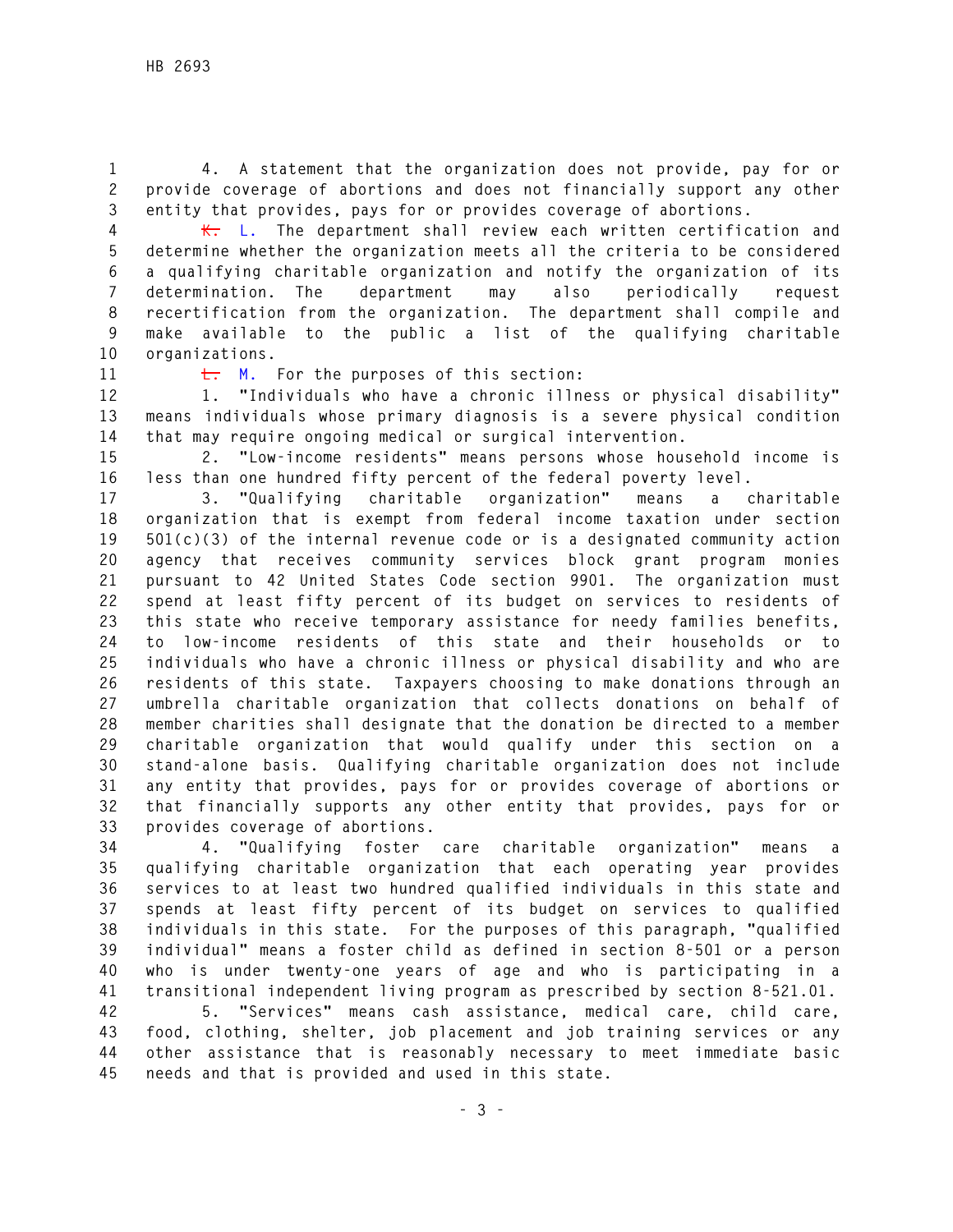4. A statement that the organization does not provide, pay for or provide coverage of abortions and does not financially support any other entity that provides, pays for or provides coverage of abortions.

~~K.~~ L. The department shall review each written certification and determine whether the organization meets all the criteria to be considered a qualifying charitable organization and notify the organization of its determination. The department may also periodically request recertification from the organization. The department shall compile and make available to the public a list of the qualifying charitable organizations.

~~L.~~ M. For the purposes of this section:

1. "Individuals who have a chronic illness or physical disability" means individuals whose primary diagnosis is a severe physical condition that may require ongoing medical or surgical intervention.

2. "Low-income residents" means persons whose household income is less than one hundred fifty percent of the federal poverty level.

3. "Qualifying charitable organization" means a charitable organization that is exempt from federal income taxation under section 501(c)(3) of the internal revenue code or is a designated community action agency that receives community services block grant program monies pursuant to 42 United States Code section 9901. The organization must spend at least fifty percent of its budget on services to residents of this state who receive temporary assistance for needy families benefits, to low-income residents of this state and their households or to individuals who have a chronic illness or physical disability and who are residents of this state. Taxpayers choosing to make donations through an umbrella charitable organization that collects donations on behalf of member charities shall designate that the donation be directed to a member charitable organization that would qualify under this section on a stand-alone basis. Qualifying charitable organization does not include any entity that provides, pays for or provides coverage of abortions or that financially supports any other entity that provides, pays for or provides coverage of abortions.

4. "Qualifying foster care charitable organization" means a qualifying charitable organization that each operating year provides services to at least two hundred qualified individuals in this state and spends at least fifty percent of its budget on services to qualified individuals in this state. For the purposes of this paragraph, "qualified individual" means a foster child as defined in section 8-501 or a person who is under twenty-one years of age and who is participating in a transitional independent living program as prescribed by section 8-521.01.

5. "Services" means cash assistance, medical care, child care, food, clothing, shelter, job placement and job training services or any other assistance that is reasonably necessary to meet immediate basic needs and that is provided and used in this state.